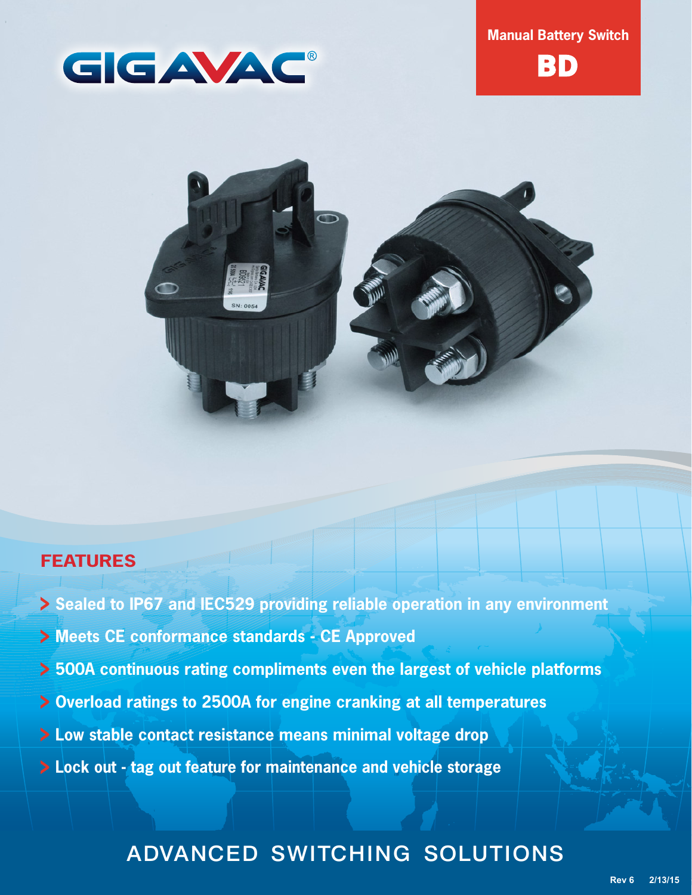GIGAVAC®

**Manual Battery Switch**

# BD

## FEATURES

- Sealed to IP67 and IEC529 providing reliable operation in any environment
- Meets CE conformance standards - CE Approved
- 500A continuous rating compliments even the largest of vehicle platforms
- Overload ratings to 2500A for engine cranking at all temperatures
- Low stable contact resistance means minimal voltage drop
- Lock out - tag out feature for maintenance and vehicle storage

ADVANCED SWITCHING SOLUTIONS

Rev 6 2/13/15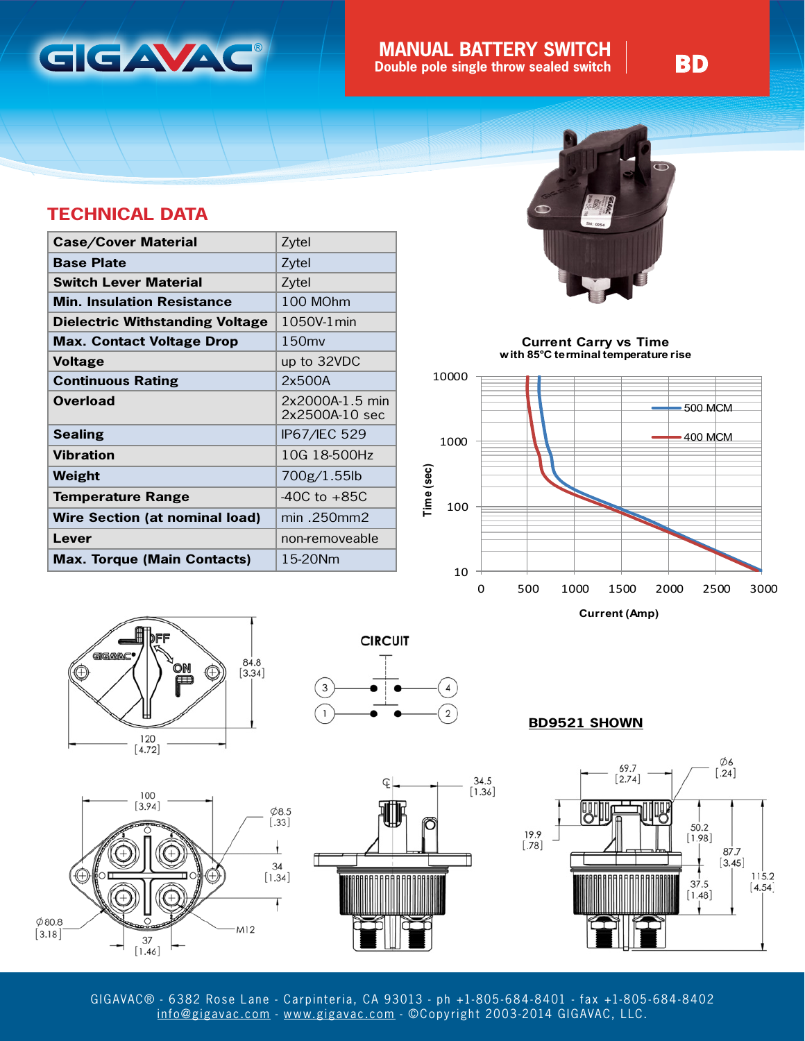# MANUAL BATTERY SWITCH

Double pole single throw sealed switch

**BD**

## TECHNICAL DATA

| | |
|---|---|
| **Case/Cover Material** | Zytel |
| **Base Plate** | Zytel |
| **Switch Lever Material** | Zytel |
| **Min. Insulation Resistance** | 100 MOhm |
| **Dielectric Withstanding Voltage** | 1050V-1min |
| **Max. Contact Voltage Drop** | 150mv |
| **Voltage** | up to 32VDC |
| **Continuous Rating** | 2x500A |
| **Overload** | 2x2000A-1.5 min<br>2x2500A-10 sec |
| **Sealing** | IP67/IEC 529 |
| **Vibration** | 10G 18-500Hz |
| **Weight** | 700g/1.55lb |
| **Temperature Range** | -40C to +85C |
| **Wire Section (at nominal load)** | min .250mm2 |
| **Lever** | non-removeable |
| **Max. Torque (Main Contacts)** | 15-20Nm |

**Current Carry vs Time**
with 85°C terminal temperature rise

Time (sec): 10, 100, 1000, 10000
Current (Amp): 0, 500, 1000, 1500, 2000, 2500, 3000
500 MCM
400 MCM

CIRCUIT

**BD9521 SHOWN**

Dimensions: 84.8 [3.34], 120 [4.72], 100 [3.94], Ø8.5 [.33], 34 [1.34], Ø80.8 [3.18], 37 [1.46], M12, 34.5 [1.36], 69.7 [2.74], Ø6 [.24], 19.9 [.78], 50.2 [1.98], 87.7 [3.45], 37.5 [1.48], 115.2 [4.54]

GIGAVAC® - 6382 Rose Lane - Carpinteria, CA 93013 - ph +1-805-684-8401 - fax +1-805-684-8402
info@gigavac.com - www.gigavac.com - ©Copyright 2003-2014 GIGAVAC, LLC.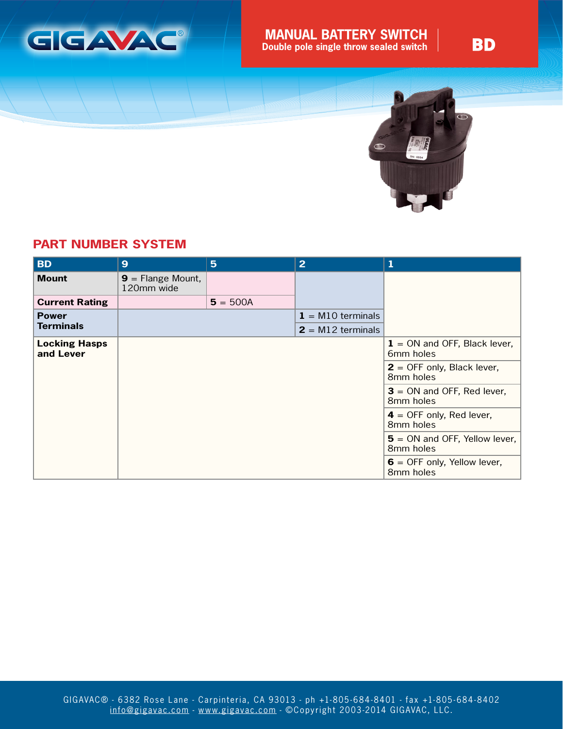# MANUAL BATTERY SWITCH

Double pole single throw sealed switch

**BD**

## PART NUMBER SYSTEM

| BD | 9 | 5 | 2 | 1 |
|---|---|---|---|---|
| **Mount** | **9** = Flange Mount, 120mm wide | | | |
| **Current Rating** | | **5** = 500A | | |
| **Power Terminals** | | | **1** = M10 terminals | |
| | | | **2** = M12 terminals | |
| **Locking Hasps and Lever** | | | | **1** = ON and OFF, Black lever, 6mm holes |
| | | | | **2** = OFF only, Black lever, 8mm holes |
| | | | | **3** = ON and OFF, Red lever, 8mm holes |
| | | | | **4** = OFF only, Red lever, 8mm holes |
| | | | | **5** = ON and OFF, Yellow lever, 8mm holes |
| | | | | **6** = OFF only, Yellow lever, 8mm holes |

GIGAVAC® - 6382 Rose Lane - Carpinteria, CA 93013 - ph +1-805-684-8401 - fax +1-805-684-8402
info@gigavac.com - www.gigavac.com - ©Copyright 2003-2014 GIGAVAC, LLC.